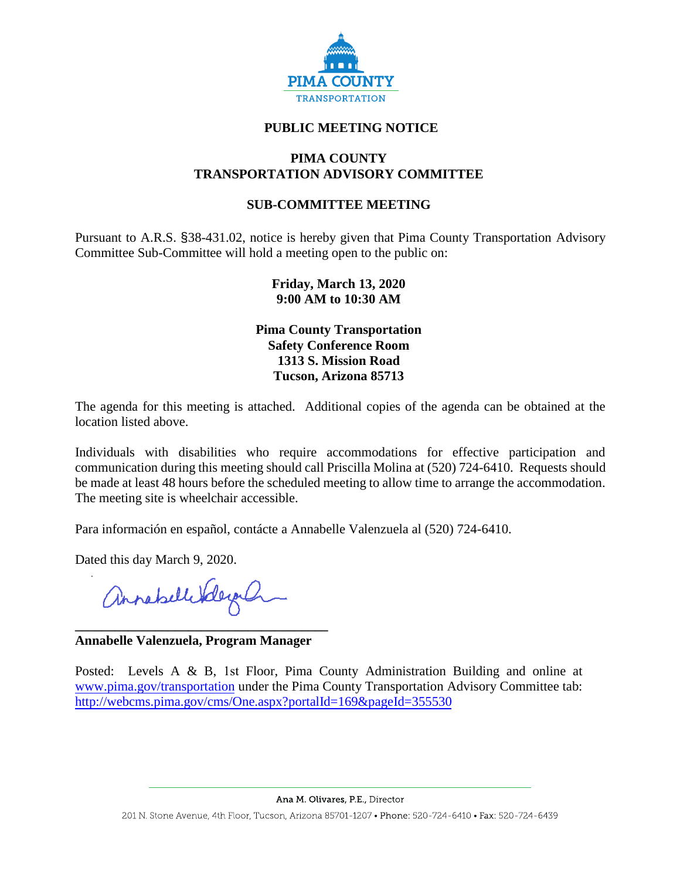PIMA COUNTY
TRANSPORTATION

# PUBLIC MEETING NOTICE

## PIMA COUNTY
## TRANSPORTATION ADVISORY COMMITTEE

## SUB-COMMITTEE MEETING

Pursuant to A.R.S. §38-431.02, notice is hereby given that Pima County Transportation Advisory Committee Sub-Committee will hold a meeting open to the public on:

**Friday, March 13, 2020**
**9:00 AM to 10:30 AM**

**Pima County Transportation**
**Safety Conference Room**
**1313 S. Mission Road**
**Tucson, Arizona 85713**

The agenda for this meeting is attached. Additional copies of the agenda can be obtained at the location listed above.

Individuals with disabilities who require accommodations for effective participation and communication during this meeting should call Priscilla Molina at (520) 724-6410. Requests should be made at least 48 hours before the scheduled meeting to allow time to arrange the accommodation. The meeting site is wheelchair accessible.

Para información en español, contácte a Annabelle Valenzuela al (520) 724-6410.

Dated this day March 9, 2020.

\_\_\_\_\_\_\_\_\_\_\_\_\_\_\_\_\_\_\_\_\_\_\_\_\_\_\_\_\_\_\_\_\_\_\_\_

**Annabelle Valenzuela, Program Manager**

Posted: Levels A & B, 1st Floor, Pima County Administration Building and online at www.pima.gov/transportation under the Pima County Transportation Advisory Committee tab: http://webcms.pima.gov/cms/One.aspx?portalId=169&pageId=355530

Ana M. Olivares, P.E., Director

201 N. Stone Avenue, 4th Floor, Tucson, Arizona 85701-1207 • Phone: 520-724-6410 • Fax: 520-724-6439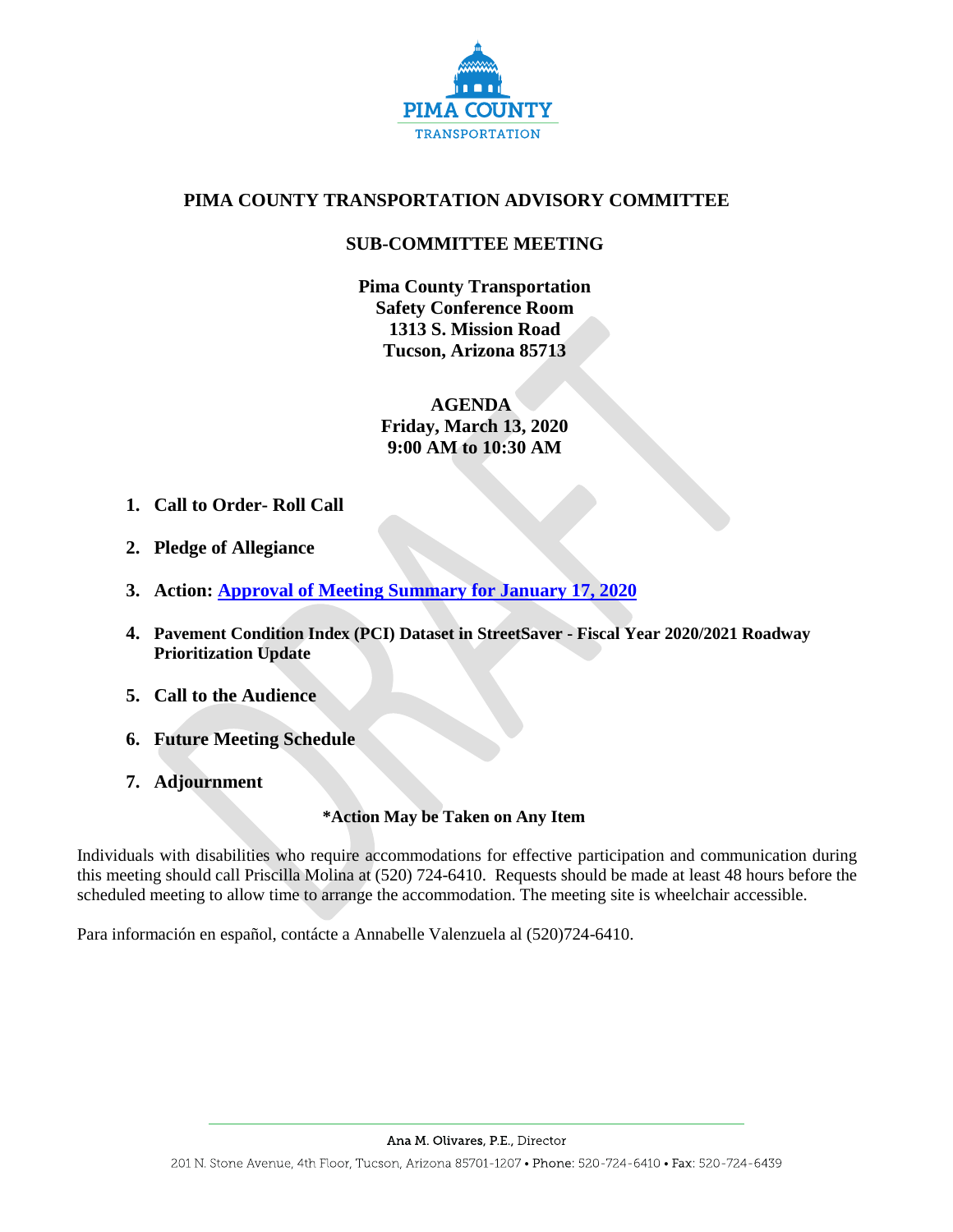PIMA COUNTY
TRANSPORTATION

# PIMA COUNTY TRANSPORTATION ADVISORY COMMITTEE

## SUB-COMMITTEE MEETING

**Pima County Transportation**
**Safety Conference Room**
**1313 S. Mission Road**
**Tucson, Arizona 85713**

**AGENDA**
**Friday, March 13, 2020**
**9:00 AM to 10:30 AM**

1. **Call to Order- Roll Call**
2. **Pledge of Allegiance**
3. **Action: Approval of Meeting Summary for January 17, 2020**
4. **Pavement Condition Index (PCI) Dataset in StreetSaver - Fiscal Year 2020/2021 Roadway Prioritization Update**
5. **Call to the Audience**
6. **Future Meeting Schedule**
7. **Adjournment**

**\*Action May be Taken on Any Item**

Individuals with disabilities who require accommodations for effective participation and communication during this meeting should call Priscilla Molina at (520) 724-6410. Requests should be made at least 48 hours before the scheduled meeting to allow time to arrange the accommodation. The meeting site is wheelchair accessible.

Para información en español, contácte a Annabelle Valenzuela al (520)724-6410.

Ana M. Olivares, P.E., Director
201 N. Stone Avenue, 4th Floor, Tucson, Arizona 85701-1207 • Phone: 520-724-6410 • Fax: 520-724-6439